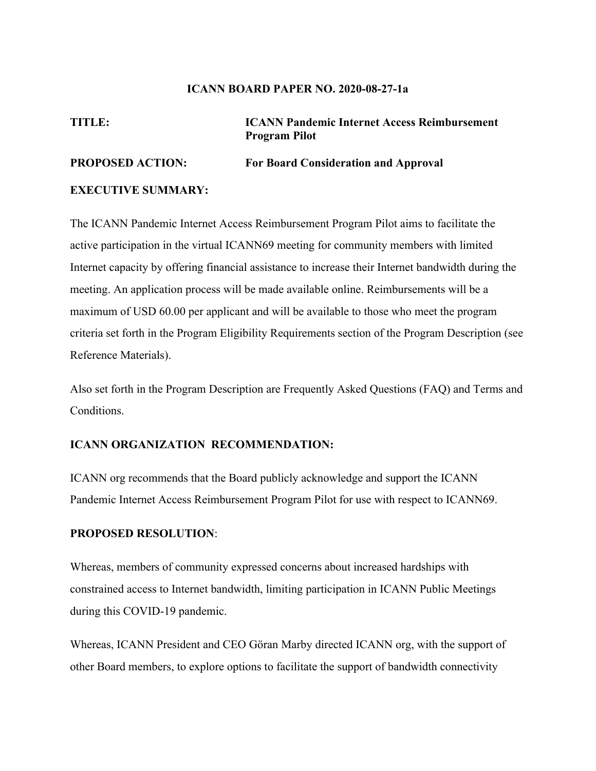**ICANN BOARD PAPER NO. 2020-08-27-1a**

**TITLE:** **ICANN Pandemic Internet Access Reimbursement Program Pilot**

**PROPOSED ACTION:** **For Board Consideration and Approval**

**EXECUTIVE SUMMARY:**

The ICANN Pandemic Internet Access Reimbursement Program Pilot aims to facilitate the active participation in the virtual ICANN69 meeting for community members with limited Internet capacity by offering financial assistance to increase their Internet bandwidth during the meeting. An application process will be made available online. Reimbursements will be a maximum of USD 60.00 per applicant and will be available to those who meet the program criteria set forth in the Program Eligibility Requirements section of the Program Description (see Reference Materials).

Also set forth in the Program Description are Frequently Asked Questions (FAQ) and Terms and Conditions.

**ICANN ORGANIZATION RECOMMENDATION:**

ICANN org recommends that the Board publicly acknowledge and support the ICANN Pandemic Internet Access Reimbursement Program Pilot for use with respect to ICANN69.

**PROPOSED RESOLUTION**:

Whereas, members of community expressed concerns about increased hardships with constrained access to Internet bandwidth, limiting participation in ICANN Public Meetings during this COVID-19 pandemic.

Whereas, ICANN President and CEO Göran Marby directed ICANN org, with the support of other Board members, to explore options to facilitate the support of bandwidth connectivity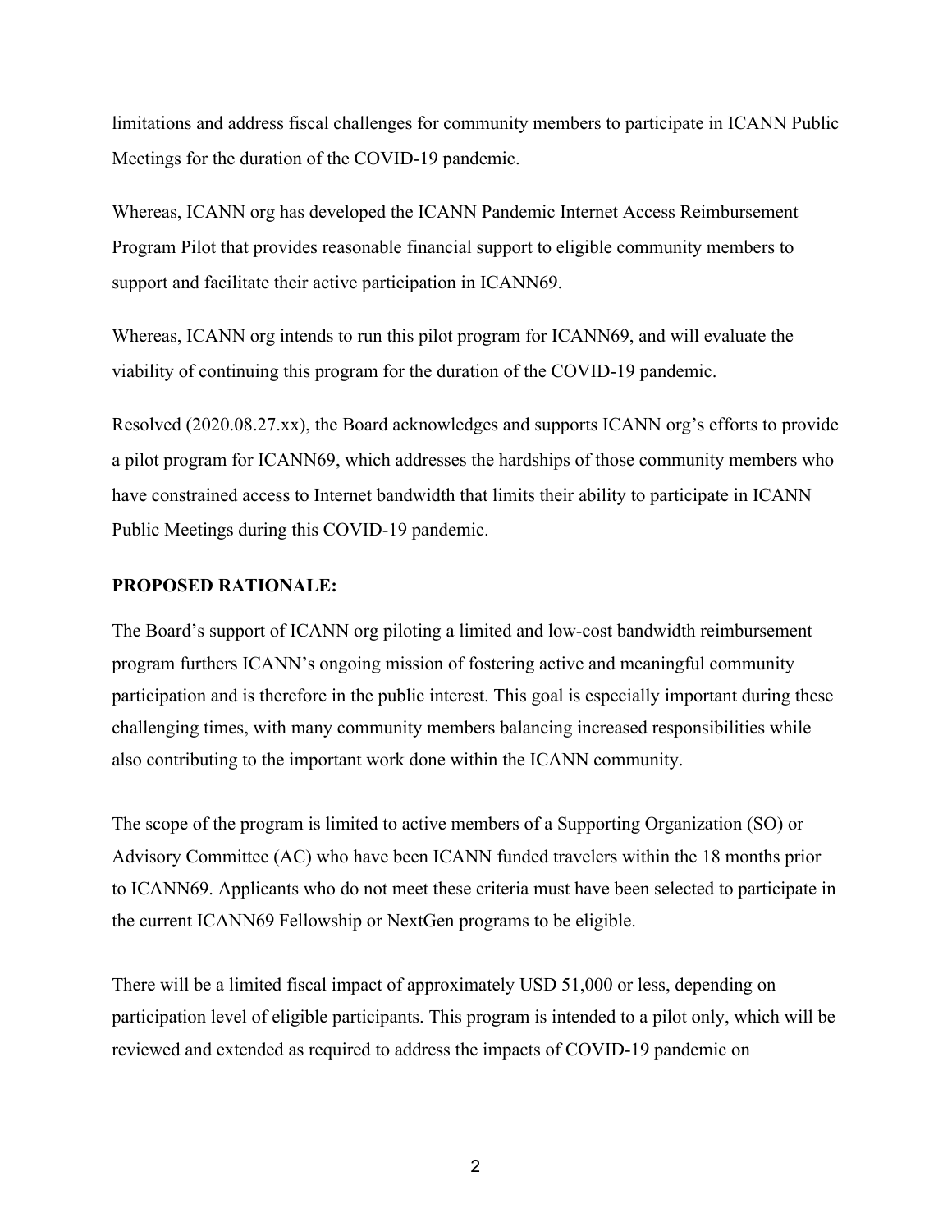limitations and address fiscal challenges for community members to participate in ICANN Public Meetings for the duration of the COVID-19 pandemic.

Whereas, ICANN org has developed the ICANN Pandemic Internet Access Reimbursement Program Pilot that provides reasonable financial support to eligible community members to support and facilitate their active participation in ICANN69.

Whereas, ICANN org intends to run this pilot program for ICANN69, and will evaluate the viability of continuing this program for the duration of the COVID-19 pandemic.

Resolved (2020.08.27.xx), the Board acknowledges and supports ICANN org's efforts to provide a pilot program for ICANN69, which addresses the hardships of those community members who have constrained access to Internet bandwidth that limits their ability to participate in ICANN Public Meetings during this COVID-19 pandemic.

**PROPOSED RATIONALE:**

The Board's support of ICANN org piloting a limited and low-cost bandwidth reimbursement program furthers ICANN's ongoing mission of fostering active and meaningful community participation and is therefore in the public interest. This goal is especially important during these challenging times, with many community members balancing increased responsibilities while also contributing to the important work done within the ICANN community.

The scope of the program is limited to active members of a Supporting Organization (SO) or Advisory Committee (AC) who have been ICANN funded travelers within the 18 months prior to ICANN69. Applicants who do not meet these criteria must have been selected to participate in the current ICANN69 Fellowship or NextGen programs to be eligible.

There will be a limited fiscal impact of approximately USD 51,000 or less, depending on participation level of eligible participants. This program is intended to a pilot only, which will be reviewed and extended as required to address the impacts of COVID-19 pandemic on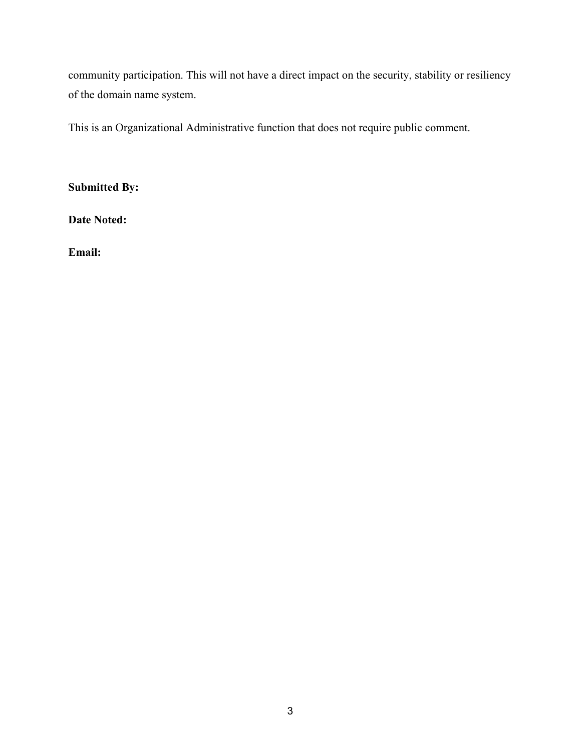community participation. This will not have a direct impact on the security, stability or resiliency of the domain name system.

This is an Organizational Administrative function that does not require public comment.

**Submitted By:**

**Date Noted:**

**Email:**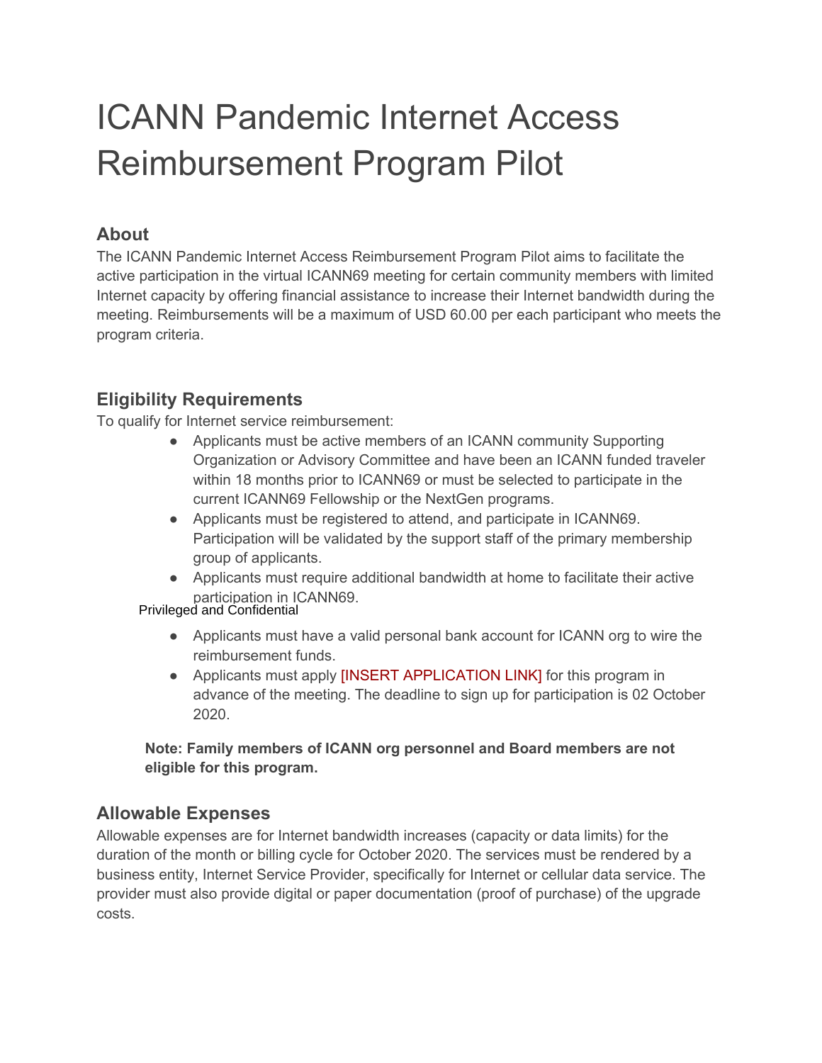# ICANN Pandemic Internet Access Reimbursement Program Pilot

## About

The ICANN Pandemic Internet Access Reimbursement Program Pilot aims to facilitate the active participation in the virtual ICANN69 meeting for certain community members with limited Internet capacity by offering financial assistance to increase their Internet bandwidth during the meeting. Reimbursements will be a maximum of USD 60.00 per each participant who meets the program criteria.

## Eligibility Requirements

To qualify for Internet service reimbursement:

- Applicants must be active members of an ICANN community Supporting Organization or Advisory Committee and have been an ICANN funded traveler within 18 months prior to ICANN69 or must be selected to participate in the current ICANN69 Fellowship or the NextGen programs.
- Applicants must be registered to attend, and participate in ICANN69. Participation will be validated by the support staff of the primary membership group of applicants.
- Applicants must require additional bandwidth at home to facilitate their active participation in ICANN69.
- Applicants must have a valid personal bank account for ICANN org to wire the reimbursement funds.
- Applicants must apply [INSERT APPLICATION LINK] for this program in advance of the meeting. The deadline to sign up for participation is 02 October 2020.

**Note: Family members of ICANN org personnel and Board members are not eligible for this program.**

## Allowable Expenses

Allowable expenses are for Internet bandwidth increases (capacity or data limits) for the duration of the month or billing cycle for October 2020. The services must be rendered by a business entity, Internet Service Provider, specifically for Internet or cellular data service. The provider must also provide digital or paper documentation (proof of purchase) of the upgrade costs.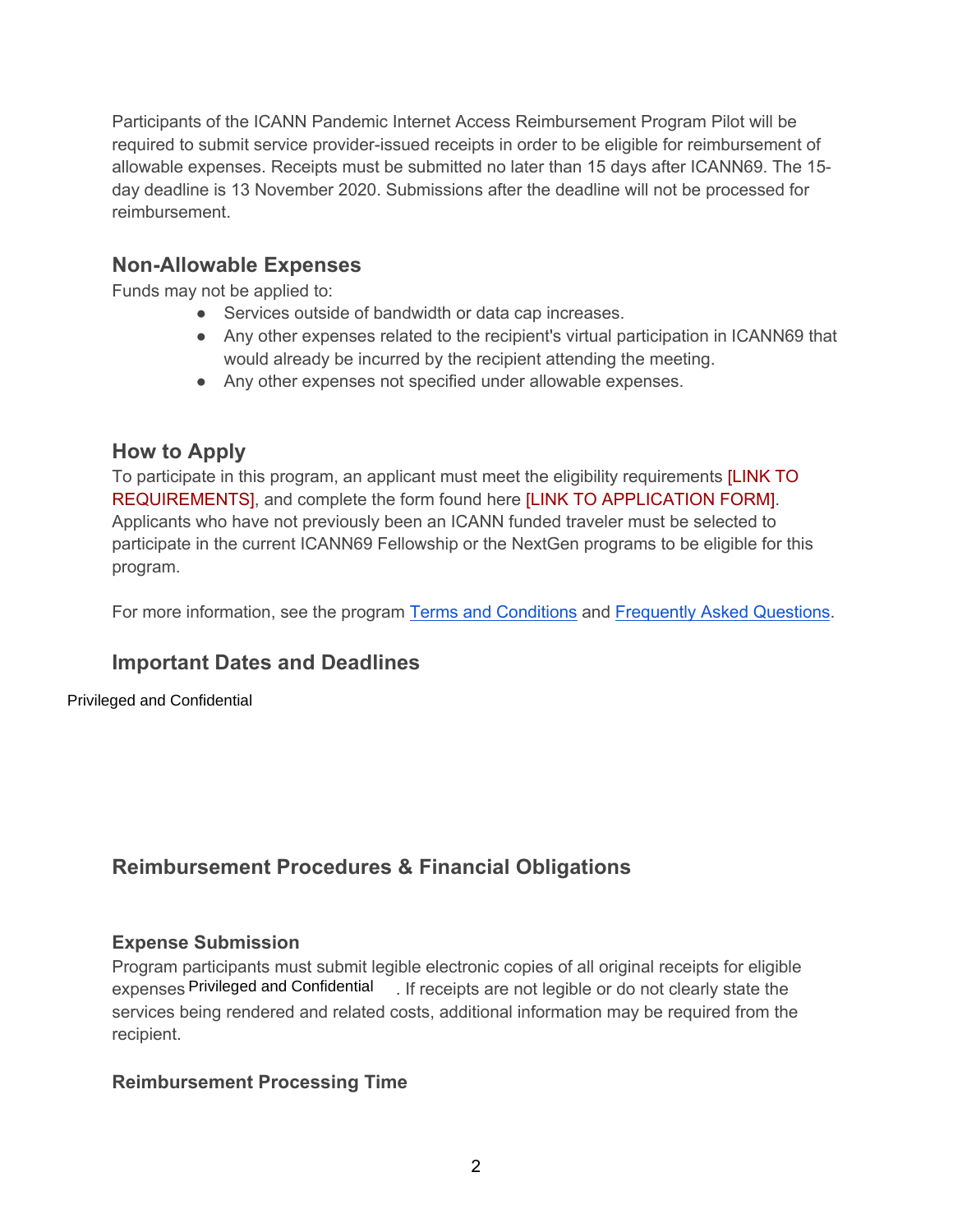Participants of the ICANN Pandemic Internet Access Reimbursement Program Pilot will be required to submit service provider-issued receipts in order to be eligible for reimbursement of allowable expenses. Receipts must be submitted no later than 15 days after ICANN69. The 15-day deadline is 13 November 2020. Submissions after the deadline will not be processed for reimbursement.

## Non-Allowable Expenses

Funds may not be applied to:

- Services outside of bandwidth or data cap increases.
- Any other expenses related to the recipient's virtual participation in ICANN69 that would already be incurred by the recipient attending the meeting.
- Any other expenses not specified under allowable expenses.

## How to Apply

To participate in this program, an applicant must meet the eligibility requirements [LINK TO REQUIREMENTS], and complete the form found here [LINK TO APPLICATION FORM]. Applicants who have not previously been an ICANN funded traveler must be selected to participate in the current ICANN69 Fellowship or the NextGen programs to be eligible for this program.

For more information, see the program Terms and Conditions and Frequently Asked Questions.

## Important Dates and Deadlines

Privileged and Confidential

## Reimbursement Procedures & Financial Obligations

### Expense Submission

Program participants must submit legible electronic copies of all original receipts for eligible expenses Privileged and Confidential . If receipts are not legible or do not clearly state the services being rendered and related costs, additional information may be required from the recipient.

### Reimbursement Processing Time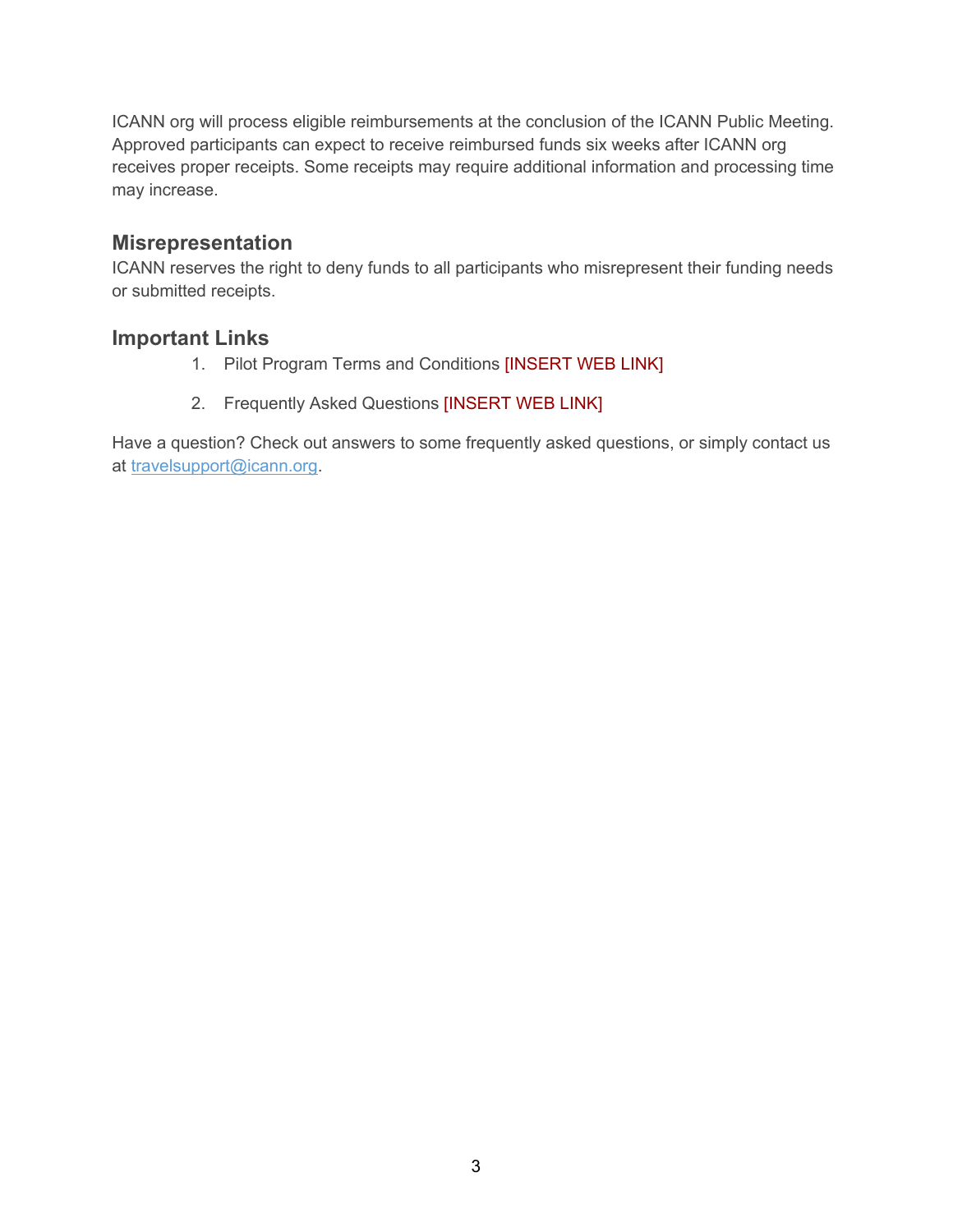ICANN org will process eligible reimbursements at the conclusion of the ICANN Public Meeting. Approved participants can expect to receive reimbursed funds six weeks after ICANN org receives proper receipts. Some receipts may require additional information and processing time may increase.

## Misrepresentation

ICANN reserves the right to deny funds to all participants who misrepresent their funding needs or submitted receipts.

## Important Links

1. Pilot Program Terms and Conditions [INSERT WEB LINK]

2. Frequently Asked Questions [INSERT WEB LINK]

Have a question? Check out answers to some frequently asked questions, or simply contact us at travelsupport@icann.org.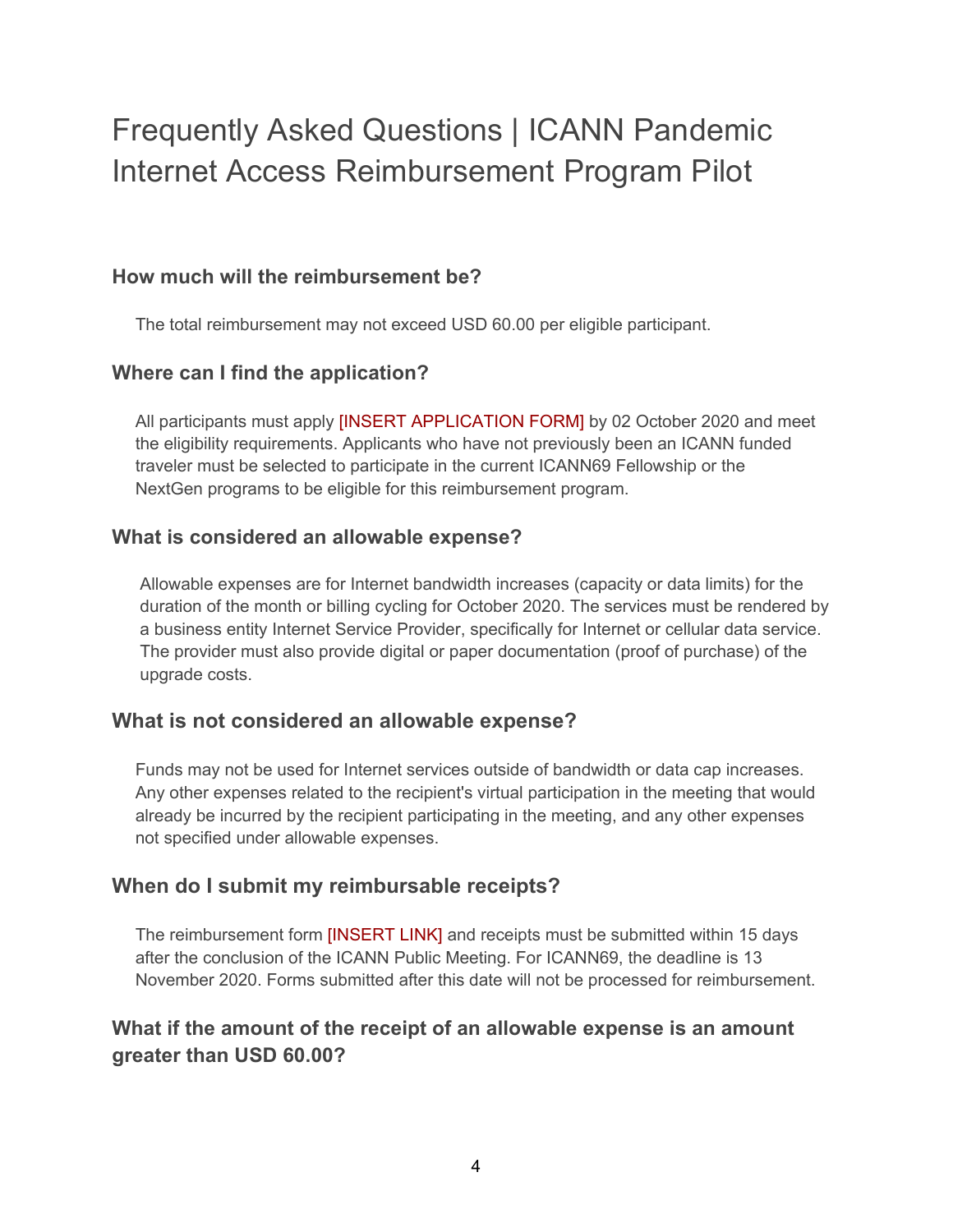# Frequently Asked Questions | ICANN Pandemic Internet Access Reimbursement Program Pilot

### How much will the reimbursement be?

The total reimbursement may not exceed USD 60.00 per eligible participant.

### Where can I find the application?

All participants must apply [INSERT APPLICATION FORM] by 02 October 2020 and meet the eligibility requirements. Applicants who have not previously been an ICANN funded traveler must be selected to participate in the current ICANN69 Fellowship or the NextGen programs to be eligible for this reimbursement program.

### What is considered an allowable expense?

Allowable expenses are for Internet bandwidth increases (capacity or data limits) for the duration of the month or billing cycling for October 2020. The services must be rendered by a business entity Internet Service Provider, specifically for Internet or cellular data service. The provider must also provide digital or paper documentation (proof of purchase) of the upgrade costs.

### What is not considered an allowable expense?

Funds may not be used for Internet services outside of bandwidth or data cap increases. Any other expenses related to the recipient's virtual participation in the meeting that would already be incurred by the recipient participating in the meeting, and any other expenses not specified under allowable expenses.

### When do I submit my reimbursable receipts?

The reimbursement form [INSERT LINK] and receipts must be submitted within 15 days after the conclusion of the ICANN Public Meeting. For ICANN69, the deadline is 13 November 2020. Forms submitted after this date will not be processed for reimbursement.

### What if the amount of the receipt of an allowable expense is an amount greater than USD 60.00?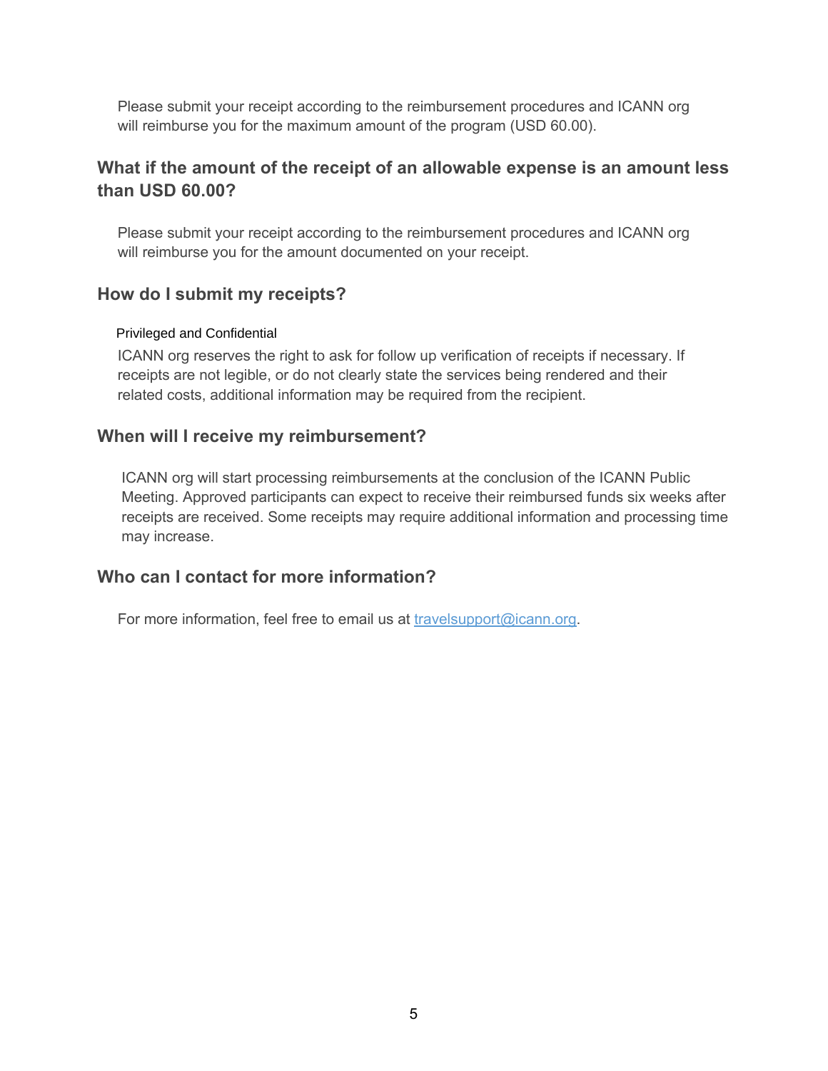Please submit your receipt according to the reimbursement procedures and ICANN org will reimburse you for the maximum amount of the program (USD 60.00).

## What if the amount of the receipt of an allowable expense is an amount less than USD 60.00?

Please submit your receipt according to the reimbursement procedures and ICANN org will reimburse you for the amount documented on your receipt.

## How do I submit my receipts?

Privileged and Confidential

ICANN org reserves the right to ask for follow up verification of receipts if necessary. If receipts are not legible, or do not clearly state the services being rendered and their related costs, additional information may be required from the recipient.

## When will I receive my reimbursement?

ICANN org will start processing reimbursements at the conclusion of the ICANN Public Meeting. Approved participants can expect to receive their reimbursed funds six weeks after receipts are received. Some receipts may require additional information and processing time may increase.

## Who can I contact for more information?

For more information, feel free to email us at travelsupport@icann.org.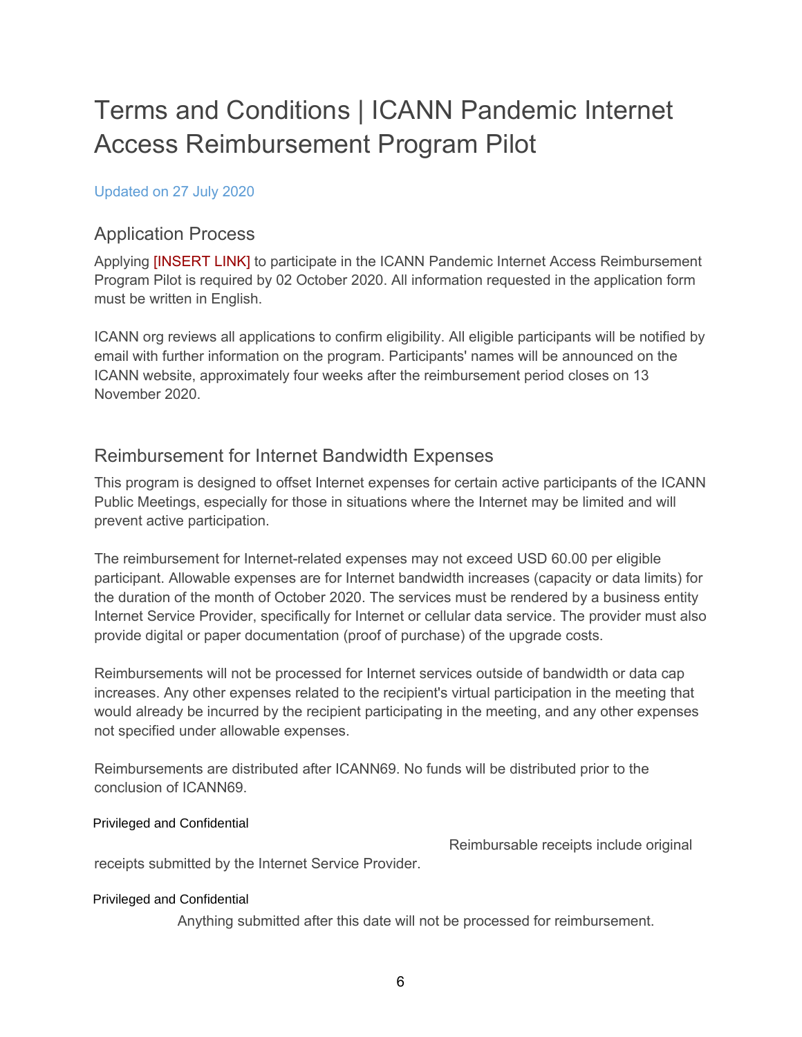# Terms and Conditions | ICANN Pandemic Internet Access Reimbursement Program Pilot

Updated on 27 July 2020

## Application Process

Applying [INSERT LINK] to participate in the ICANN Pandemic Internet Access Reimbursement Program Pilot is required by 02 October 2020. All information requested in the application form must be written in English.

ICANN org reviews all applications to confirm eligibility. All eligible participants will be notified by email with further information on the program. Participants' names will be announced on the ICANN website, approximately four weeks after the reimbursement period closes on 13 November 2020.

## Reimbursement for Internet Bandwidth Expenses

This program is designed to offset Internet expenses for certain active participants of the ICANN Public Meetings, especially for those in situations where the Internet may be limited and will prevent active participation.

The reimbursement for Internet-related expenses may not exceed USD 60.00 per eligible participant. Allowable expenses are for Internet bandwidth increases (capacity or data limits) for the duration of the month of October 2020. The services must be rendered by a business entity Internet Service Provider, specifically for Internet or cellular data service. The provider must also provide digital or paper documentation (proof of purchase) of the upgrade costs.

Reimbursements will not be processed for Internet services outside of bandwidth or data cap increases. Any other expenses related to the recipient's virtual participation in the meeting that would already be incurred by the recipient participating in the meeting, and any other expenses not specified under allowable expenses.

Reimbursements are distributed after ICANN69. No funds will be distributed prior to the conclusion of ICANN69.

Privileged and Confidential

Reimbursable receipts include original receipts submitted by the Internet Service Provider.

Privileged and Confidential

Anything submitted after this date will not be processed for reimbursement.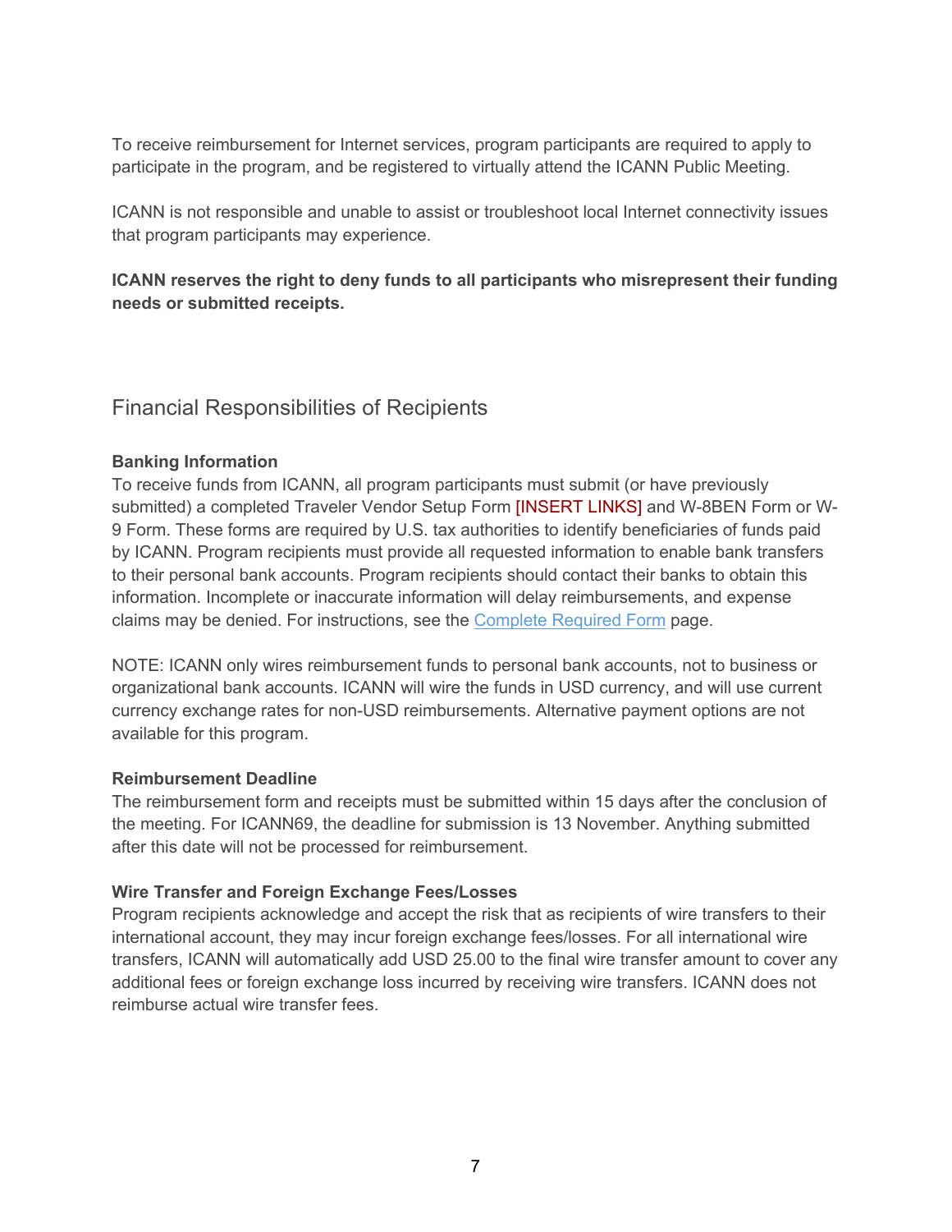To receive reimbursement for Internet services, program participants are required to apply to participate in the program, and be registered to virtually attend the ICANN Public Meeting.

ICANN is not responsible and unable to assist or troubleshoot local Internet connectivity issues that program participants may experience.

**ICANN reserves the right to deny funds to all participants who misrepresent their funding needs or submitted receipts.**

## Financial Responsibilities of Recipients

**Banking Information**
To receive funds from ICANN, all program participants must submit (or have previously submitted) a completed Traveler Vendor Setup Form [INSERT LINKS] and W-8BEN Form or W-9 Form. These forms are required by U.S. tax authorities to identify beneficiaries of funds paid by ICANN. Program recipients must provide all requested information to enable bank transfers to their personal bank accounts. Program recipients should contact their banks to obtain this information. Incomplete or inaccurate information will delay reimbursements, and expense claims may be denied. For instructions, see the Complete Required Form page.

NOTE: ICANN only wires reimbursement funds to personal bank accounts, not to business or organizational bank accounts. ICANN will wire the funds in USD currency, and will use current currency exchange rates for non-USD reimbursements. Alternative payment options are not available for this program.

**Reimbursement Deadline**
The reimbursement form and receipts must be submitted within 15 days after the conclusion of the meeting. For ICANN69, the deadline for submission is 13 November. Anything submitted after this date will not be processed for reimbursement.

**Wire Transfer and Foreign Exchange Fees/Losses**
Program recipients acknowledge and accept the risk that as recipients of wire transfers to their international account, they may incur foreign exchange fees/losses. For all international wire transfers, ICANN will automatically add USD 25.00 to the final wire transfer amount to cover any additional fees or foreign exchange loss incurred by receiving wire transfers. ICANN does not reimburse actual wire transfer fees.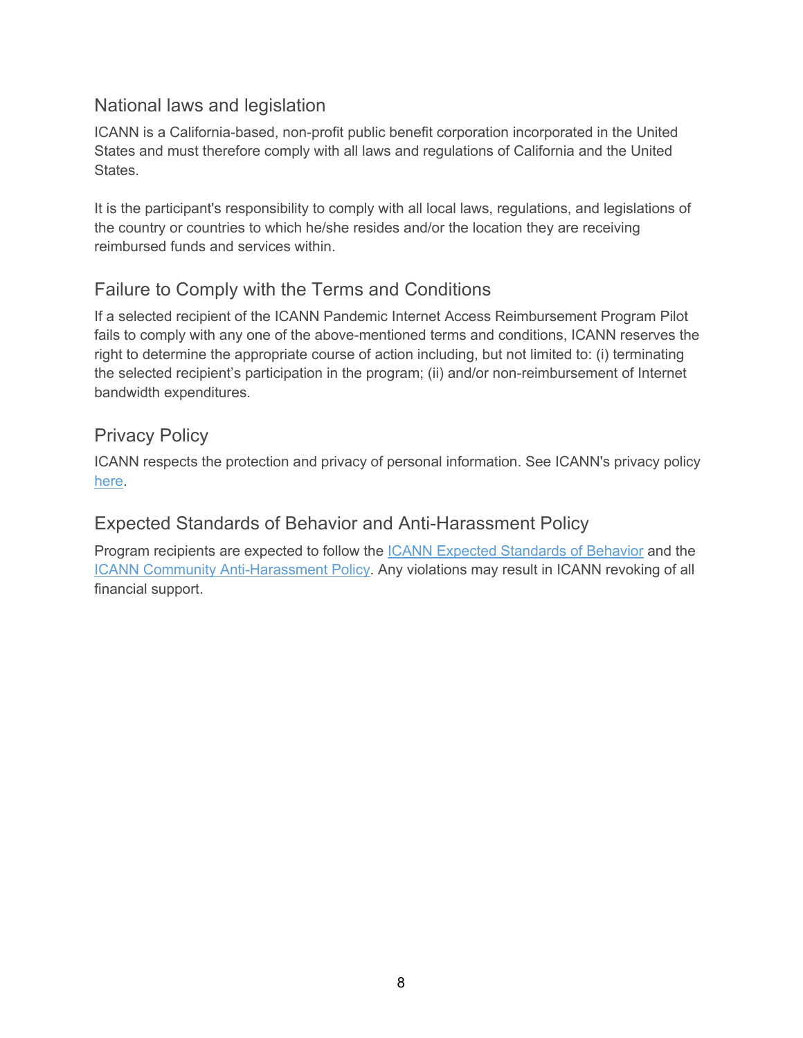## National laws and legislation

ICANN is a California-based, non-profit public benefit corporation incorporated in the United States and must therefore comply with all laws and regulations of California and the United States.

It is the participant's responsibility to comply with all local laws, regulations, and legislations of the country or countries to which he/she resides and/or the location they are receiving reimbursed funds and services within.

## Failure to Comply with the Terms and Conditions

If a selected recipient of the ICANN Pandemic Internet Access Reimbursement Program Pilot fails to comply with any one of the above-mentioned terms and conditions, ICANN reserves the right to determine the appropriate course of action including, but not limited to: (i) terminating the selected recipient's participation in the program; (ii) and/or non-reimbursement of Internet bandwidth expenditures.

## Privacy Policy

ICANN respects the protection and privacy of personal information. See ICANN's privacy policy here.

## Expected Standards of Behavior and Anti-Harassment Policy

Program recipients are expected to follow the ICANN Expected Standards of Behavior and the ICANN Community Anti-Harassment Policy. Any violations may result in ICANN revoking of all financial support.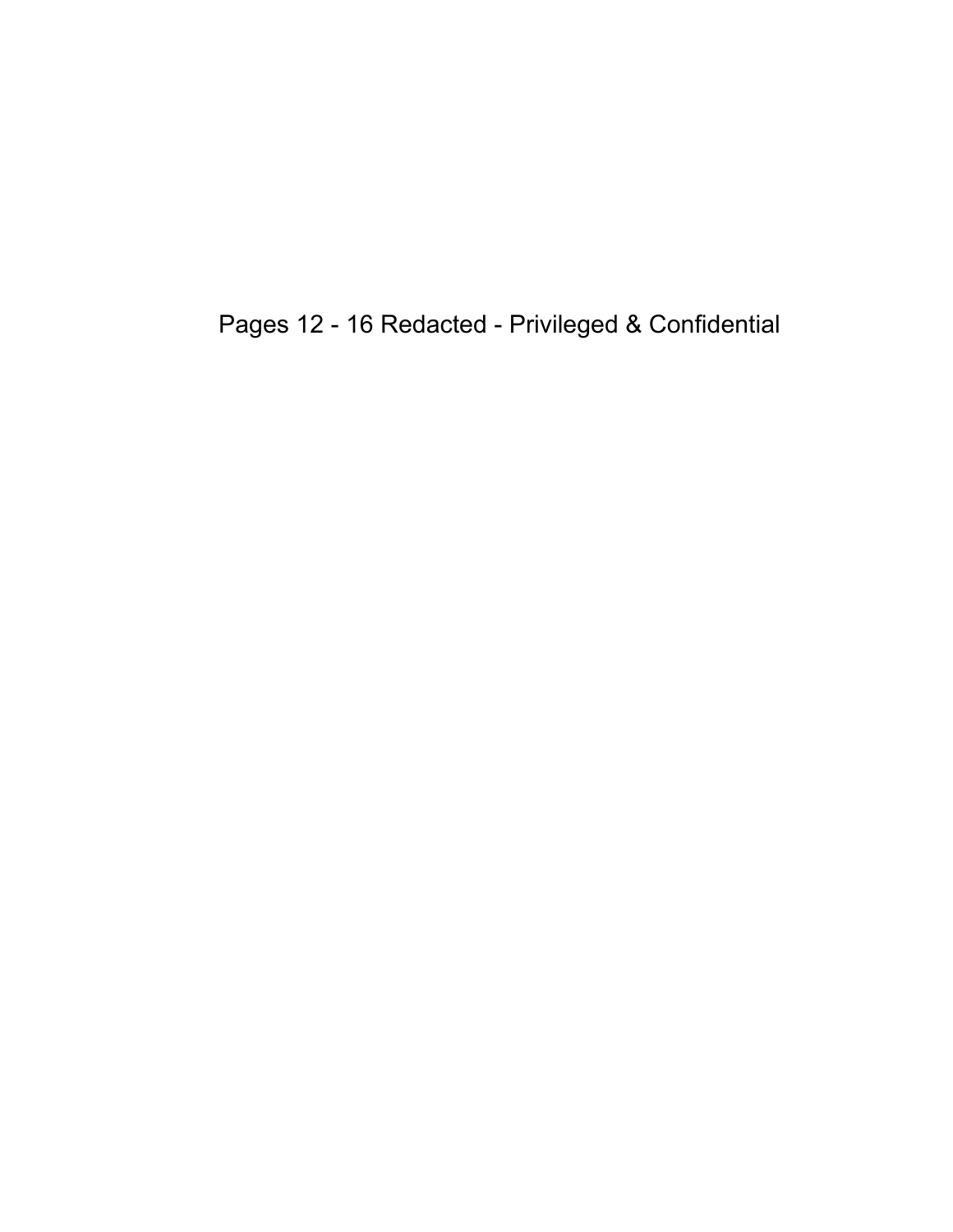Pages 12 - 16 Redacted - Privileged & Confidential